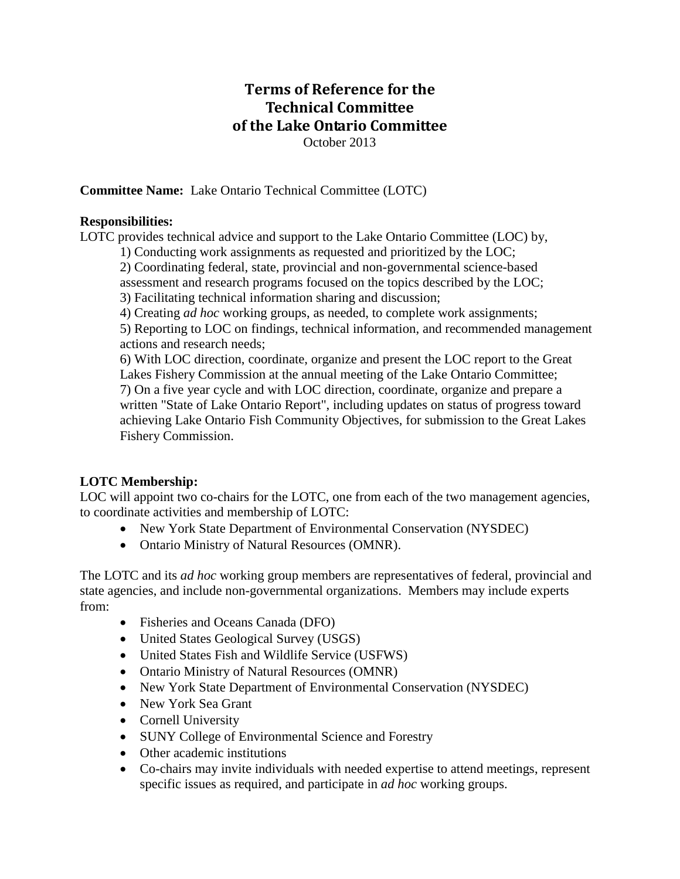# Terms of Reference for the Technical Committee of the Lake Ontario Committee

October 2013

**Committee Name:** Lake Ontario Technical Committee (LOTC)

**Responsibilities:**

LOTC provides technical advice and support to the Lake Ontario Committee (LOC) by,

1) Conducting work assignments as requested and prioritized by the LOC;
2) Coordinating federal, state, provincial and non-governmental science-based assessment and research programs focused on the topics described by the LOC;
3) Facilitating technical information sharing and discussion;
4) Creating *ad hoc* working groups, as needed, to complete work assignments;
5) Reporting to LOC on findings, technical information, and recommended management actions and research needs;
6) With LOC direction, coordinate, organize and present the LOC report to the Great Lakes Fishery Commission at the annual meeting of the Lake Ontario Committee;
7) On a five year cycle and with LOC direction, coordinate, organize and prepare a written "State of Lake Ontario Report", including updates on status of progress toward achieving Lake Ontario Fish Community Objectives, for submission to the Great Lakes Fishery Commission.

**LOTC Membership:**

LOC will appoint two co-chairs for the LOTC, one from each of the two management agencies, to coordinate activities and membership of LOTC:

- New York State Department of Environmental Conservation (NYSDEC)
- Ontario Ministry of Natural Resources (OMNR).

The LOTC and its *ad hoc* working group members are representatives of federal, provincial and state agencies, and include non-governmental organizations. Members may include experts from:

- Fisheries and Oceans Canada (DFO)
- United States Geological Survey (USGS)
- United States Fish and Wildlife Service (USFWS)
- Ontario Ministry of Natural Resources (OMNR)
- New York State Department of Environmental Conservation (NYSDEC)
- New York Sea Grant
- Cornell University
- SUNY College of Environmental Science and Forestry
- Other academic institutions
- Co-chairs may invite individuals with needed expertise to attend meetings, represent specific issues as required, and participate in *ad hoc* working groups.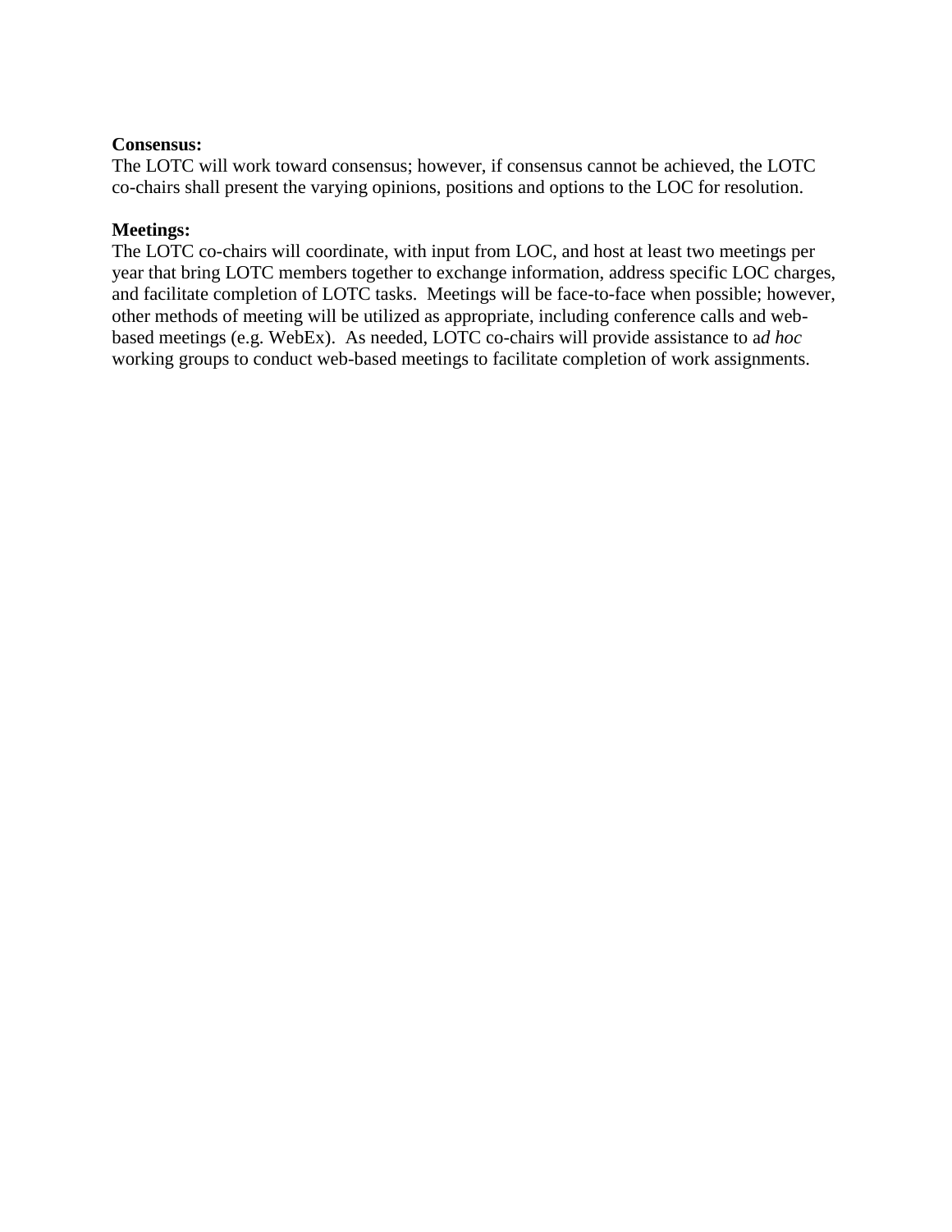**Consensus:**
The LOTC will work toward consensus; however, if consensus cannot be achieved, the LOTC co-chairs shall present the varying opinions, positions and options to the LOC for resolution.

**Meetings:**
The LOTC co-chairs will coordinate, with input from LOC, and host at least two meetings per year that bring LOTC members together to exchange information, address specific LOC charges, and facilitate completion of LOTC tasks. Meetings will be face-to-face when possible; however, other methods of meeting will be utilized as appropriate, including conference calls and web-based meetings (e.g. WebEx). As needed, LOTC co-chairs will provide assistance to *ad hoc* working groups to conduct web-based meetings to facilitate completion of work assignments.